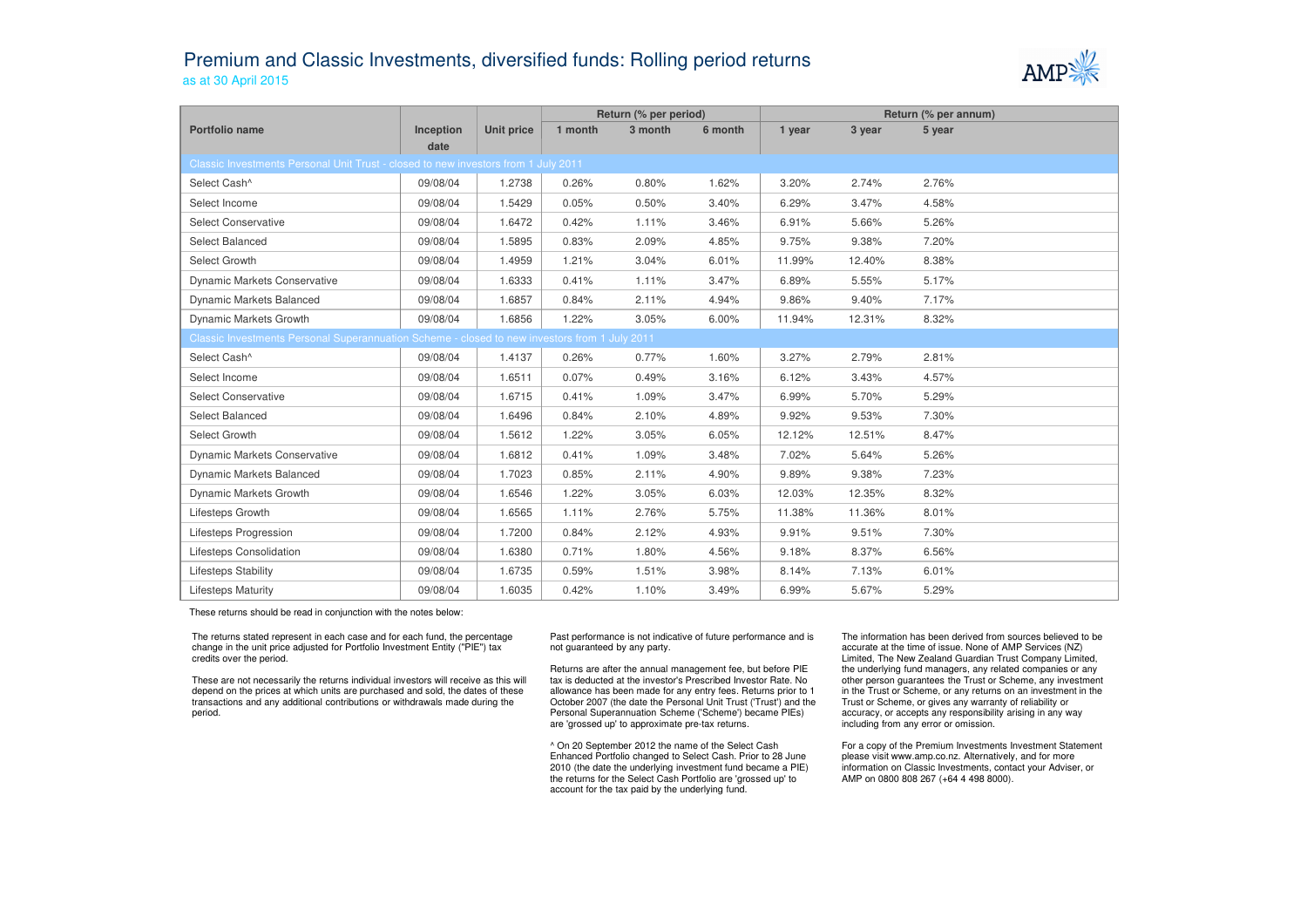# Premium and Classic Investments, diversified funds: Rolling period returns

as at 30 April 2015

| Portfolio name | Inception date | Unit price | Return (% per period) | | | Return (% per annum) | | |
|---|---|---|---|---|---|---|---|---|
| | | | 1 month | 3 month | 6 month | 1 year | 3 year | 5 year |
| **Classic Investments Personal Unit Trust - closed to new investors from 1 July 2011** | | | | | | | | |
| Select Cash^ | 09/08/04 | 1.2738 | 0.26% | 0.80% | 1.62% | 3.20% | 2.74% | 2.76% |
| Select Income | 09/08/04 | 1.5429 | 0.05% | 0.50% | 3.40% | 6.29% | 3.47% | 4.58% |
| Select Conservative | 09/08/04 | 1.6472 | 0.42% | 1.11% | 3.46% | 6.91% | 5.66% | 5.26% |
| Select Balanced | 09/08/04 | 1.5895 | 0.83% | 2.09% | 4.85% | 9.75% | 9.38% | 7.20% |
| Select Growth | 09/08/04 | 1.4959 | 1.21% | 3.04% | 6.01% | 11.99% | 12.40% | 8.38% |
| Dynamic Markets Conservative | 09/08/04 | 1.6333 | 0.41% | 1.11% | 3.47% | 6.89% | 5.55% | 5.17% |
| Dynamic Markets Balanced | 09/08/04 | 1.6857 | 0.84% | 2.11% | 4.94% | 9.86% | 9.40% | 7.17% |
| Dynamic Markets Growth | 09/08/04 | 1.6856 | 1.22% | 3.05% | 6.00% | 11.94% | 12.31% | 8.32% |
| **Classic Investments Personal Superannuation Scheme - closed to new investors from 1 July 2011** | | | | | | | | |
| Select Cash^ | 09/08/04 | 1.4137 | 0.26% | 0.77% | 1.60% | 3.27% | 2.79% | 2.81% |
| Select Income | 09/08/04 | 1.6511 | 0.07% | 0.49% | 3.16% | 6.12% | 3.43% | 4.57% |
| Select Conservative | 09/08/04 | 1.6715 | 0.41% | 1.09% | 3.47% | 6.99% | 5.70% | 5.29% |
| Select Balanced | 09/08/04 | 1.6496 | 0.84% | 2.10% | 4.89% | 9.92% | 9.53% | 7.30% |
| Select Growth | 09/08/04 | 1.5612 | 1.22% | 3.05% | 6.05% | 12.12% | 12.51% | 8.47% |
| Dynamic Markets Conservative | 09/08/04 | 1.6812 | 0.41% | 1.09% | 3.48% | 7.02% | 5.64% | 5.26% |
| Dynamic Markets Balanced | 09/08/04 | 1.7023 | 0.85% | 2.11% | 4.90% | 9.89% | 9.38% | 7.23% |
| Dynamic Markets Growth | 09/08/04 | 1.6546 | 1.22% | 3.05% | 6.03% | 12.03% | 12.35% | 8.32% |
| Lifesteps Growth | 09/08/04 | 1.6565 | 1.11% | 2.76% | 5.75% | 11.38% | 11.36% | 8.01% |
| Lifesteps Progression | 09/08/04 | 1.7200 | 0.84% | 2.12% | 4.93% | 9.91% | 9.51% | 7.30% |
| Lifesteps Consolidation | 09/08/04 | 1.6380 | 0.71% | 1.80% | 4.56% | 9.18% | 8.37% | 6.56% |
| Lifesteps Stability | 09/08/04 | 1.6735 | 0.59% | 1.51% | 3.98% | 8.14% | 7.13% | 6.01% |
| Lifesteps Maturity | 09/08/04 | 1.6035 | 0.42% | 1.10% | 3.49% | 6.99% | 5.67% | 5.29% |

These returns should be read in conjunction with the notes below:

The returns stated represent in each case and for each fund, the percentage change in the unit price adjusted for Portfolio Investment Entity ("PIE") tax credits over the period.

These are not necessarily the returns individual investors will receive as this will depend on the prices at which units are purchased and sold, the dates of these transactions and any additional contributions or withdrawals made during the period.

Past performance is not indicative of future performance and is not guaranteed by any party.

Returns are after the annual management fee, but before PIE tax is deducted at the investor's Prescribed Investor Rate. No allowance has been made for any entry fees. Returns prior to 1 October 2007 (the date the Personal Unit Trust ('Trust') and the Personal Superannuation Scheme ('Scheme') became PIEs) are 'grossed up' to approximate pre-tax returns.

^ On 20 September 2012 the name of the Select Cash Enhanced Portfolio changed to Select Cash. Prior to 28 June 2010 (the date the underlying investment fund became a PIE) the returns for the Select Cash Portfolio are 'grossed up' to account for the tax paid by the underlying fund.

The information has been derived from sources believed to be accurate at the time of issue. None of AMP Services (NZ) Limited, The New Zealand Guardian Trust Company Limited, the underlying fund managers, any related companies or any other person guarantees the Trust or Scheme, any investment in the Trust or Scheme, or any returns on an investment in the Trust or Scheme, or gives any warranty of reliability or accuracy, or accepts any responsibility arising in any way including from any error or omission.

For a copy of the Premium Investments Investment Statement please visit www.amp.co.nz. Alternatively, and for more information on Classic Investments, contact your Adviser, or AMP on 0800 808 267 (+64 4 498 8000).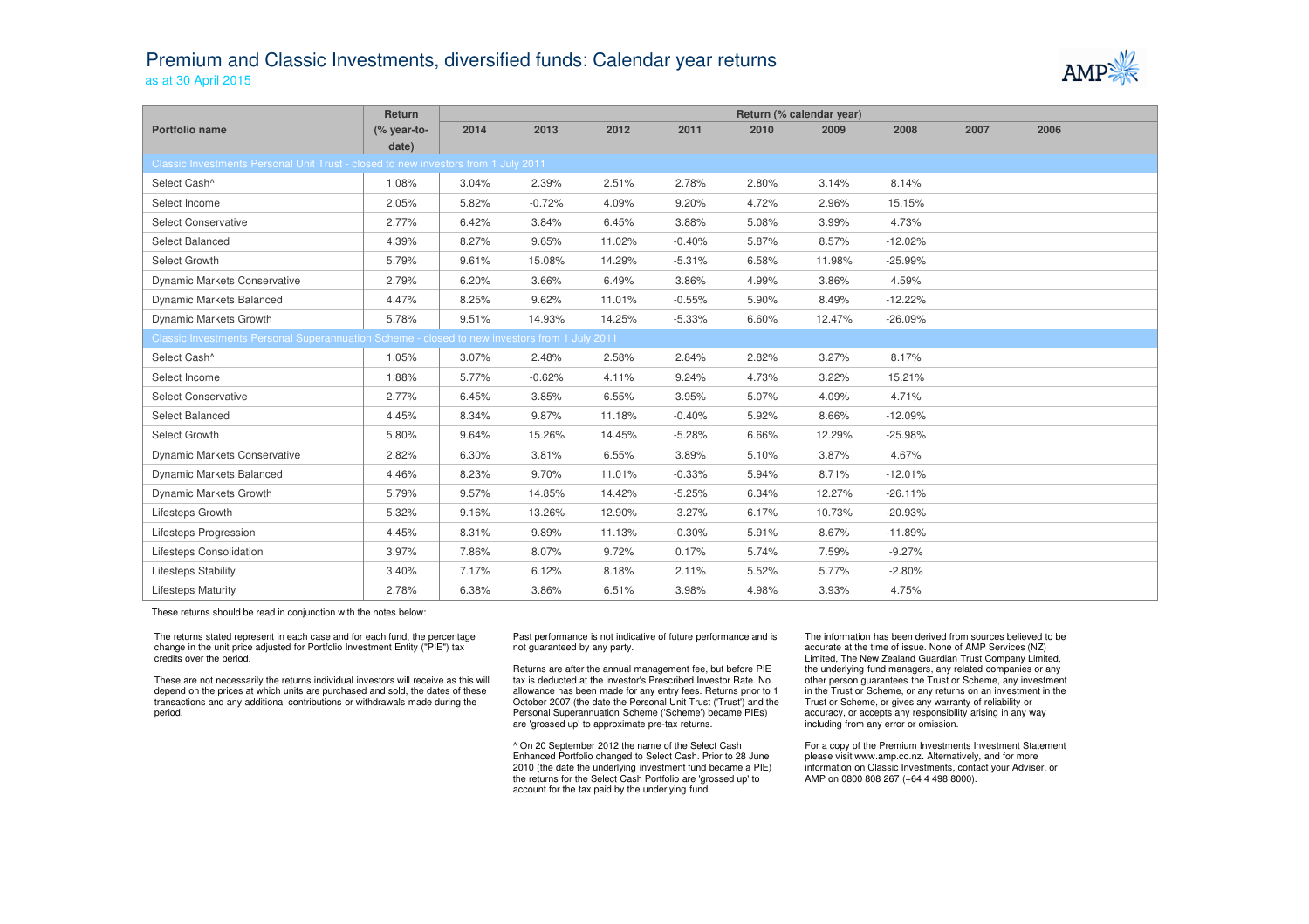# Premium and Classic Investments, diversified funds: Calendar year returns

as at 30 April 2015

| Portfolio name | Return (% year-to-date) | Return (% calendar year) | | | | | | | | |
|---|---|---|---|---|---|---|---|---|---|---|
| | | 2014 | 2013 | 2012 | 2011 | 2010 | 2009 | 2008 | 2007 | 2006 |
| **Classic Investments Personal Unit Trust - closed to new investors from 1 July 2011** | | | | | | | | | | |
| Select Cash^ | 1.08% | 3.04% | 2.39% | 2.51% | 2.78% | 2.80% | 3.14% | 8.14% | | |
| Select Income | 2.05% | 5.82% | -0.72% | 4.09% | 9.20% | 4.72% | 2.96% | 15.15% | | |
| Select Conservative | 2.77% | 6.42% | 3.84% | 6.45% | 3.88% | 5.08% | 3.99% | 4.73% | | |
| Select Balanced | 4.39% | 8.27% | 9.65% | 11.02% | -0.40% | 5.87% | 8.57% | -12.02% | | |
| Select Growth | 5.79% | 9.61% | 15.08% | 14.29% | -5.31% | 6.58% | 11.98% | -25.99% | | |
| Dynamic Markets Conservative | 2.79% | 6.20% | 3.66% | 6.49% | 3.86% | 4.99% | 3.86% | 4.59% | | |
| Dynamic Markets Balanced | 4.47% | 8.25% | 9.62% | 11.01% | -0.55% | 5.90% | 8.49% | -12.22% | | |
| Dynamic Markets Growth | 5.78% | 9.51% | 14.93% | 14.25% | -5.33% | 6.60% | 12.47% | -26.09% | | |
| **Classic Investments Personal Superannuation Scheme - closed to new investors from 1 July 2011** | | | | | | | | | | |
| Select Cash^ | 1.05% | 3.07% | 2.48% | 2.58% | 2.84% | 2.82% | 3.27% | 8.17% | | |
| Select Income | 1.88% | 5.77% | -0.62% | 4.11% | 9.24% | 4.73% | 3.22% | 15.21% | | |
| Select Conservative | 2.77% | 6.45% | 3.85% | 6.55% | 3.95% | 5.07% | 4.09% | 4.71% | | |
| Select Balanced | 4.45% | 8.34% | 9.87% | 11.18% | -0.40% | 5.92% | 8.66% | -12.09% | | |
| Select Growth | 5.80% | 9.64% | 15.26% | 14.45% | -5.28% | 6.66% | 12.29% | -25.98% | | |
| Dynamic Markets Conservative | 2.82% | 6.30% | 3.81% | 6.55% | 3.89% | 5.10% | 3.87% | 4.67% | | |
| Dynamic Markets Balanced | 4.46% | 8.23% | 9.70% | 11.01% | -0.33% | 5.94% | 8.71% | -12.01% | | |
| Dynamic Markets Growth | 5.79% | 9.57% | 14.85% | 14.42% | -5.25% | 6.34% | 12.27% | -26.11% | | |
| Lifesteps Growth | 5.32% | 9.16% | 13.26% | 12.90% | -3.27% | 6.17% | 10.73% | -20.93% | | |
| Lifesteps Progression | 4.45% | 8.31% | 9.89% | 11.13% | -0.30% | 5.91% | 8.67% | -11.89% | | |
| Lifesteps Consolidation | 3.97% | 7.86% | 8.07% | 9.72% | 0.17% | 5.74% | 7.59% | -9.27% | | |
| Lifesteps Stability | 3.40% | 7.17% | 6.12% | 8.18% | 2.11% | 5.52% | 5.77% | -2.80% | | |
| Lifesteps Maturity | 2.78% | 6.38% | 3.86% | 6.51% | 3.98% | 4.98% | 3.93% | 4.75% | | |

These returns should be read in conjunction with the notes below:

The returns stated represent in each case and for each fund, the percentage change in the unit price adjusted for Portfolio Investment Entity ("PIE") tax credits over the period.

These are not necessarily the returns individual investors will receive as this will depend on the prices at which units are purchased and sold, the dates of these transactions and any additional contributions or withdrawals made during the period.

Past performance is not indicative of future performance and is not guaranteed by any party.

Returns are after the annual management fee, but before PIE tax is deducted at the investor's Prescribed Investor Rate. No allowance has been made for any entry fees. Returns prior to 1 October 2007 (the date the Personal Unit Trust ('Trust') and the Personal Superannuation Scheme ('Scheme') became PIEs) are 'grossed up' to approximate pre-tax returns.

^ On 20 September 2012 the name of the Select Cash Enhanced Portfolio changed to Select Cash. Prior to 28 June 2010 (the date the underlying investment fund became a PIE) the returns for the Select Cash Portfolio are 'grossed up' to account for the tax paid by the underlying fund.

The information has been derived from sources believed to be accurate at the time of issue. None of AMP Services (NZ) Limited, The New Zealand Guardian Trust Company Limited, the underlying fund managers, any related companies or any other person guarantees the Trust or Scheme, any investment in the Trust or Scheme, or any returns on an investment in the Trust or Scheme, or gives any warranty of reliability or accuracy, or accepts any responsibility arising in any way including from any error or omission.

For a copy of the Premium Investments Investment Statement please visit www.amp.co.nz. Alternatively, and for more information on Classic Investments, contact your Adviser, or AMP on 0800 808 267 (+64 4 498 8000).